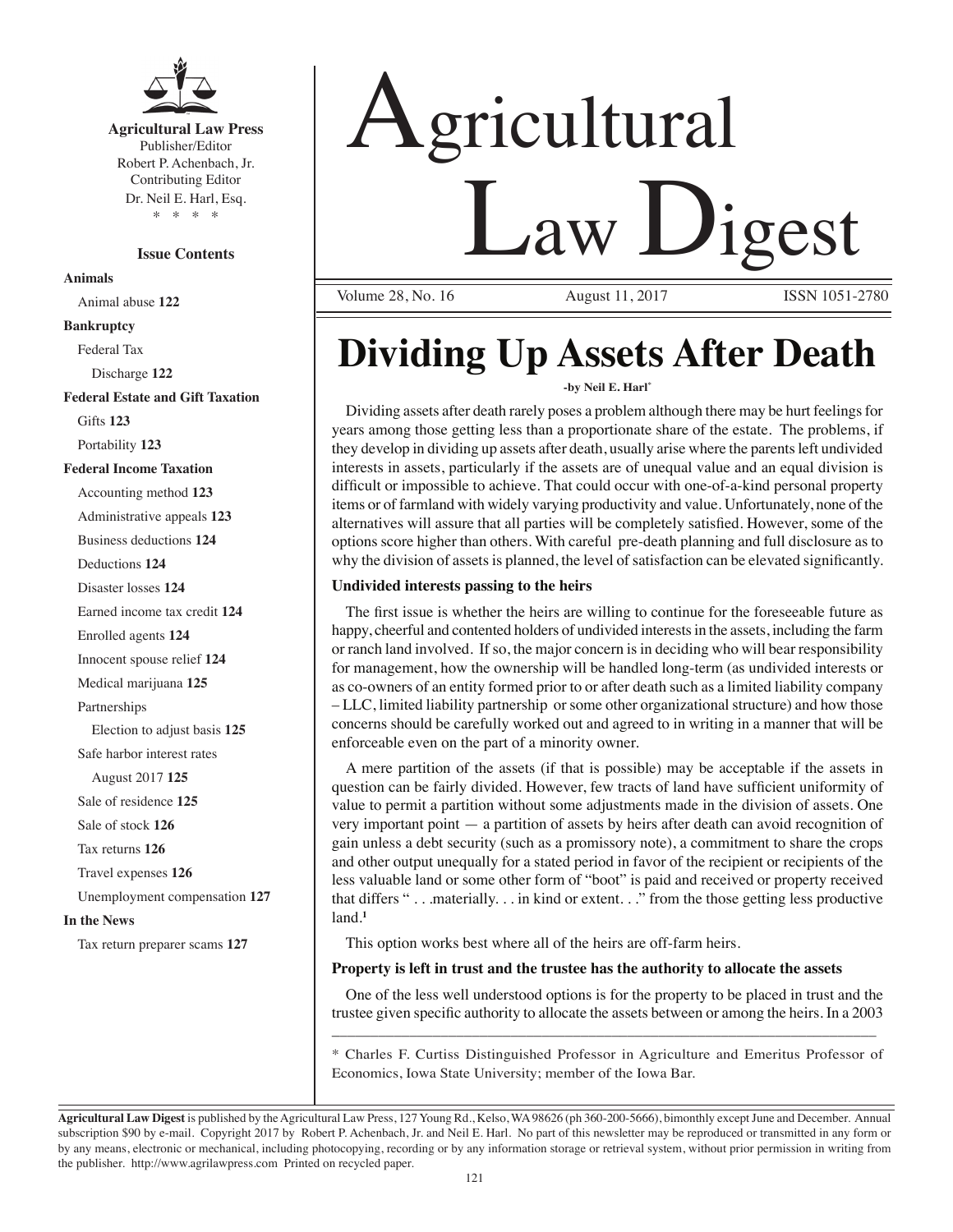**Agricultural Law Press**
Publisher/Editor
Robert P. Achenbach, Jr.
Contributing Editor
Dr. Neil E. Harl, Esq.
\* \* \* \*

**Issue Contents**

**Animals**
- Animal abuse **122**

**Bankruptcy**
- Federal Tax
  - Discharge **122**

**Federal Estate and Gift Taxation**
- Gifts **123**
- Portability **123**

**Federal Income Taxation**
- Accounting method **123**
- Administrative appeals **123**
- Business deductions **124**
- Deductions **124**
- Disaster losses **124**
- Earned income tax credit **124**
- Enrolled agents **124**
- Innocent spouse relief **124**
- Medical marijuana **125**
- Partnerships
  - Election to adjust basis **125**
- Safe harbor interest rates
  - August 2017 **125**
- Sale of residence **125**
- Sale of stock **126**
- Tax returns **126**
- Travel expenses **126**
- Unemployment compensation **127**

**In the News**
- Tax return preparer scams **127**

# Agricultural Law Digest

Volume 28, No. 16 August 11, 2017 ISSN 1051-2780

# Dividing Up Assets After Death

**-by Neil E. Harl[\*]**

Dividing assets after death rarely poses a problem although there may be hurt feelings for years among those getting less than a proportionate share of the estate. The problems, if they develop in dividing up assets after death, usually arise where the parents left undivided interests in assets, particularly if the assets are of unequal value and an equal division is difficult or impossible to achieve. That could occur with one-of-a-kind personal property items or of farmland with widely varying productivity and value. Unfortunately, none of the alternatives will assure that all parties will be completely satisfied. However, some of the options score higher than others. With careful pre-death planning and full disclosure as to why the division of assets is planned, the level of satisfaction can be elevated significantly.

**Undivided interests passing to the heirs**

The first issue is whether the heirs are willing to continue for the foreseeable future as happy, cheerful and contented holders of undivided interests in the assets, including the farm or ranch land involved. If so, the major concern is in deciding who will bear responsibility for management, how the ownership will be handled long-term (as undivided interests or as co-owners of an entity formed prior to or after death such as a limited liability company – LLC, limited liability partnership or some other organizational structure) and how those concerns should be carefully worked out and agreed to in writing in a manner that will be enforceable even on the part of a minority owner.

A mere partition of the assets (if that is possible) may be acceptable if the assets in question can be fairly divided. However, few tracts of land have sufficient uniformity of value to permit a partition without some adjustments made in the division of assets. One very important point — a partition of assets by heirs after death can avoid recognition of gain unless a debt security (such as a promissory note), a commitment to share the crops and other output unequally for a stated period in favor of the recipient or recipients of the less valuable land or some other form of "boot" is paid and received or property received that differs " . . .materially. . . in kind or extent. . ." from the those getting less productive land.[1]

This option works best where all of the heirs are off-farm heirs.

**Property is left in trust and the trustee has the authority to allocate the assets**

One of the less well understood options is for the property to be placed in trust and the trustee given specific authority to allocate the assets between or among the heirs. In a 2003

---

\* Charles F. Curtiss Distinguished Professor in Agriculture and Emeritus Professor of Economics, Iowa State University; member of the Iowa Bar.

---

**Agricultural Law Digest** is published by the Agricultural Law Press, 127 Young Rd., Kelso, WA 98626 (ph 360-200-5666), bimonthly except June and December. Annual subscription $90 by e-mail. Copyright 2017 by Robert P. Achenbach, Jr. and Neil E. Harl. No part of this newsletter may be reproduced or transmitted in any form or by any means, electronic or mechanical, including photocopying, recording or by any information storage or retrieval system, without prior permission in writing from the publisher. http://www.agrilawpress.com Printed on recycled paper.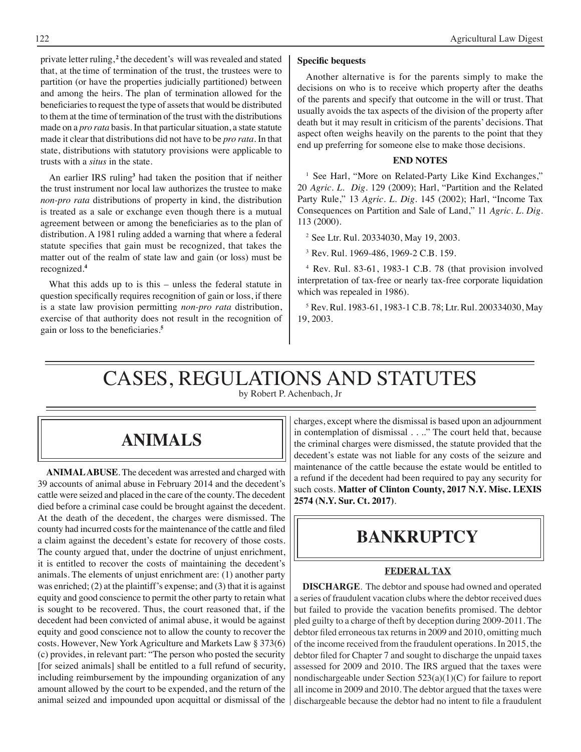private letter ruling,[2] the decedent's will was revealed and stated that, at the time of termination of the trust, the trustees were to partition (or have the properties judicially partitioned) between and among the heirs. The plan of termination allowed for the beneficiaries to request the type of assets that would be distributed to them at the time of termination of the trust with the distributions made on a *pro rata* basis. In that particular situation, a state statute made it clear that distributions did not have to be *pro rata*. In that state, distributions with statutory provisions were applicable to trusts with a *situs* in the state.

An earlier IRS ruling[3] had taken the position that if neither the trust instrument nor local law authorizes the trustee to make *non-pro rata* distributions of property in kind, the distribution is treated as a sale or exchange even though there is a mutual agreement between or among the beneficiaries as to the plan of distribution. A 1981 ruling added a warning that where a federal statute specifies that gain must be recognized, that takes the matter out of the realm of state law and gain (or loss) must be recognized.[4]

What this adds up to is this – unless the federal statute in question specifically requires recognition of gain or loss, if there is a state law provision permitting *non-pro rata* distribution, exercise of that authority does not result in the recognition of gain or loss to the beneficiaries.[5]

**Specific bequests**

Another alternative is for the parents simply to make the decisions on who is to receive which property after the deaths of the parents and specify that outcome in the will or trust. That usually avoids the tax aspects of the division of the property after death but it may result in criticism of the parents' decisions. That aspect often weighs heavily on the parents to the point that they end up preferring for someone else to make those decisions.

**END NOTES**

[1] See Harl, "More on Related-Party Like Kind Exchanges," 20 *Agric. L. Dig.* 129 (2009); Harl, "Partition and the Related Party Rule," 13 *Agric. L. Dig.* 145 (2002); Harl, "Income Tax Consequences on Partition and Sale of Land," 11 *Agric. L. Dig.* 113 (2000).

[2] See Ltr. Rul. 20334030, May 19, 2003.

[3] Rev. Rul. 1969-486, 1969-2 C.B. 159.

[4] Rev. Rul. 83-61, 1983-1 C.B. 78 (that provision involved interpretation of tax-free or nearly tax-free corporate liquidation which was repealed in 1986).

[5] Rev. Rul. 1983-61, 1983-1 C.B. 78; Ltr. Rul. 200334030, May 19, 2003.

# CASES, REGULATIONS AND STATUTES

by Robert P. Achenbach, Jr

## ANIMALS

**ANIMAL ABUSE**. The decedent was arrested and charged with 39 accounts of animal abuse in February 2014 and the decedent's cattle were seized and placed in the care of the county. The decedent died before a criminal case could be brought against the decedent. At the death of the decedent, the charges were dismissed. The county had incurred costs for the maintenance of the cattle and filed a claim against the decedent's estate for recovery of those costs. The county argued that, under the doctrine of unjust enrichment, it is entitled to recover the costs of maintaining the decedent's animals. The elements of unjust enrichment are: (1) another party was enriched; (2) at the plaintiff's expense; and (3) that it is against equity and good conscience to permit the other party to retain what is sought to be recovered. Thus, the court reasoned that, if the decedent had been convicted of animal abuse, it would be against equity and good conscience to not allow the county to recover the costs. However, New York Agriculture and Markets Law § 373(6)(c) provides, in relevant part: "The person who posted the security [for seized animals] shall be entitled to a full refund of security, including reimbursement by the impounding organization of any amount allowed by the court to be expended, and the return of the animal seized and impounded upon acquittal or dismissal of the charges, except where the dismissal is based upon an adjournment in contemplation of dismissal . . .." The court held that, because the criminal charges were dismissed, the statute provided that the decedent's estate was not liable for any costs of the seizure and maintenance of the cattle because the estate would be entitled to a refund if the decedent had been required to pay any security for such costs. **Matter of Clinton County, 2017 N.Y. Misc. LEXIS 2574 (N.Y. Sur. Ct. 2017)**.

## BANKRUPTCY

### FEDERAL TAX

**DISCHARGE**. The debtor and spouse had owned and operated a series of fraudulent vacation clubs where the debtor received dues but failed to provide the vacation benefits promised. The debtor pled guilty to a charge of theft by deception during 2009-2011. The debtor filed erroneous tax returns in 2009 and 2010, omitting much of the income received from the fraudulent operations. In 2015, the debtor filed for Chapter 7 and sought to discharge the unpaid taxes assessed for 2009 and 2010. The IRS argued that the taxes were nondischargeable under Section 523(a)(1)(C) for failure to report all income in 2009 and 2010. The debtor argued that the taxes were dischargeable because the debtor had no intent to file a fraudulent